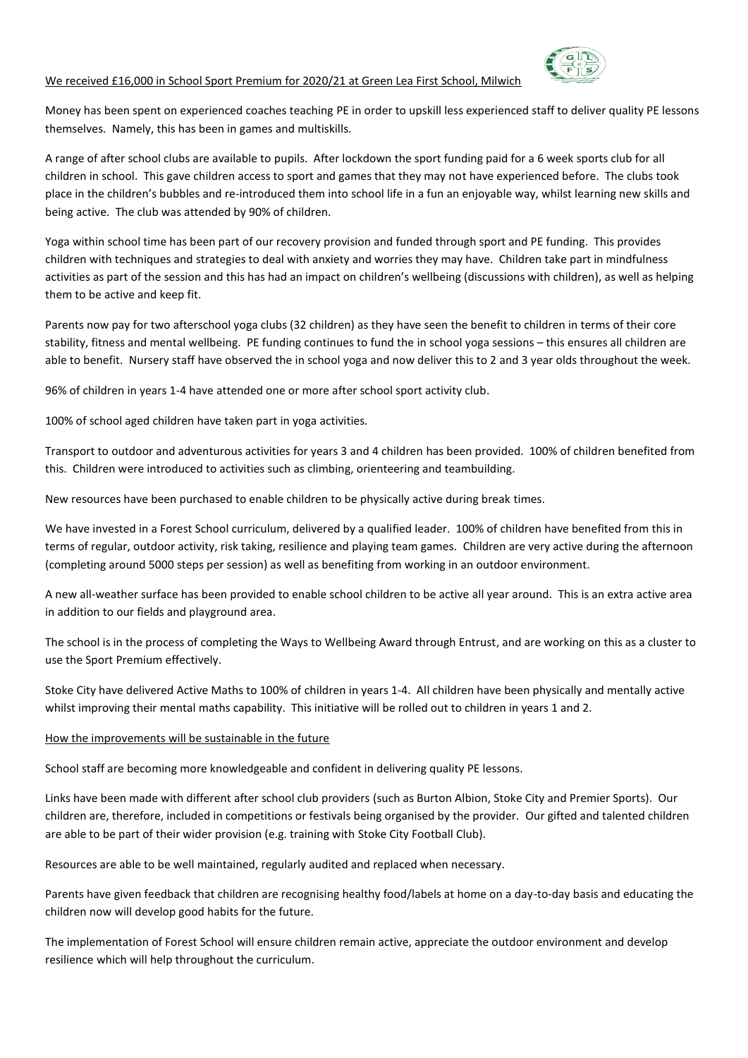We received £16,000 in School Sport Premium for 2020/21 at Green Lea First School, Milwich

Money has been spent on experienced coaches teaching PE in order to upskill less experienced staff to deliver quality PE lessons themselves. Namely, this has been in games and multiskills.

A range of after school clubs are available to pupils. After lockdown the sport funding paid for a 6 week sports club for all children in school. This gave children access to sport and games that they may not have experienced before. The clubs took place in the children's bubbles and re-introduced them into school life in a fun an enjoyable way, whilst learning new skills and being active. The club was attended by 90% of children.

Yoga within school time has been part of our recovery provision and funded through sport and PE funding. This provides children with techniques and strategies to deal with anxiety and worries they may have. Children take part in mindfulness activities as part of the session and this has had an impact on children's wellbeing (discussions with children), as well as helping them to be active and keep fit.

Parents now pay for two afterschool yoga clubs (32 children) as they have seen the benefit to children in terms of their core stability, fitness and mental wellbeing. PE funding continues to fund the in school yoga sessions – this ensures all children are able to benefit. Nursery staff have observed the in school yoga and now deliver this to 2 and 3 year olds throughout the week.

96% of children in years 1-4 have attended one or more after school sport activity club.

100% of school aged children have taken part in yoga activities.

Transport to outdoor and adventurous activities for years 3 and 4 children has been provided. 100% of children benefited from this. Children were introduced to activities such as climbing, orienteering and teambuilding.

New resources have been purchased to enable children to be physically active during break times.

We have invested in a Forest School curriculum, delivered by a qualified leader. 100% of children have benefited from this in terms of regular, outdoor activity, risk taking, resilience and playing team games. Children are very active during the afternoon (completing around 5000 steps per session) as well as benefiting from working in an outdoor environment.

A new all-weather surface has been provided to enable school children to be active all year around. This is an extra active area in addition to our fields and playground area.

The school is in the process of completing the Ways to Wellbeing Award through Entrust, and are working on this as a cluster to use the Sport Premium effectively.

Stoke City have delivered Active Maths to 100% of children in years 1-4. All children have been physically and mentally active whilst improving their mental maths capability. This initiative will be rolled out to children in years 1 and 2.

How the improvements will be sustainable in the future

School staff are becoming more knowledgeable and confident in delivering quality PE lessons.

Links have been made with different after school club providers (such as Burton Albion, Stoke City and Premier Sports). Our children are, therefore, included in competitions or festivals being organised by the provider. Our gifted and talented children are able to be part of their wider provision (e.g. training with Stoke City Football Club).

Resources are able to be well maintained, regularly audited and replaced when necessary.

Parents have given feedback that children are recognising healthy food/labels at home on a day-to-day basis and educating the children now will develop good habits for the future.

The implementation of Forest School will ensure children remain active, appreciate the outdoor environment and develop resilience which will help throughout the curriculum.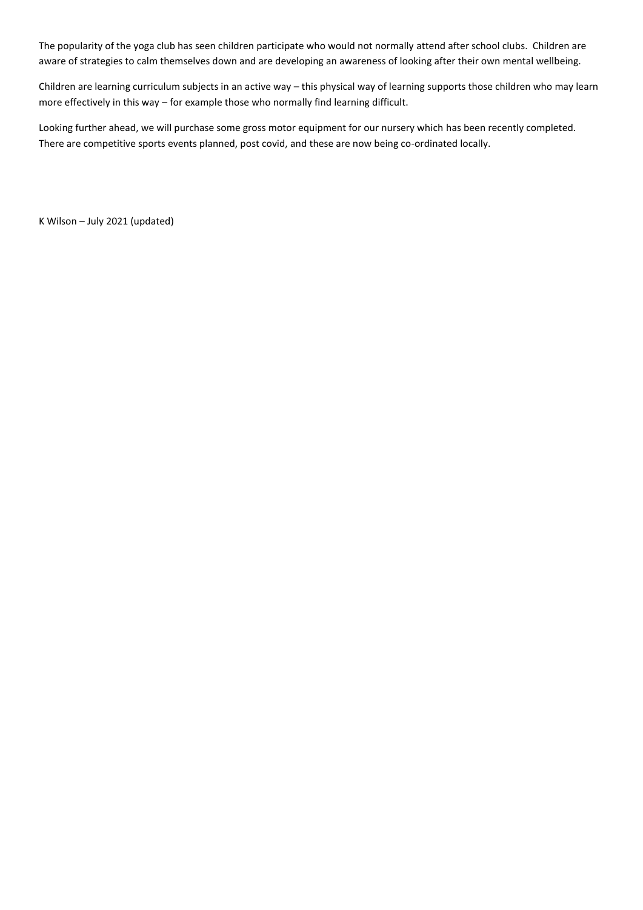The popularity of the yoga club has seen children participate who would not normally attend after school clubs. Children are aware of strategies to calm themselves down and are developing an awareness of looking after their own mental wellbeing.

Children are learning curriculum subjects in an active way – this physical way of learning supports those children who may learn more effectively in this way – for example those who normally find learning difficult.

Looking further ahead, we will purchase some gross motor equipment for our nursery which has been recently completed. There are competitive sports events planned, post covid, and these are now being co-ordinated locally.

K Wilson – July 2021 (updated)